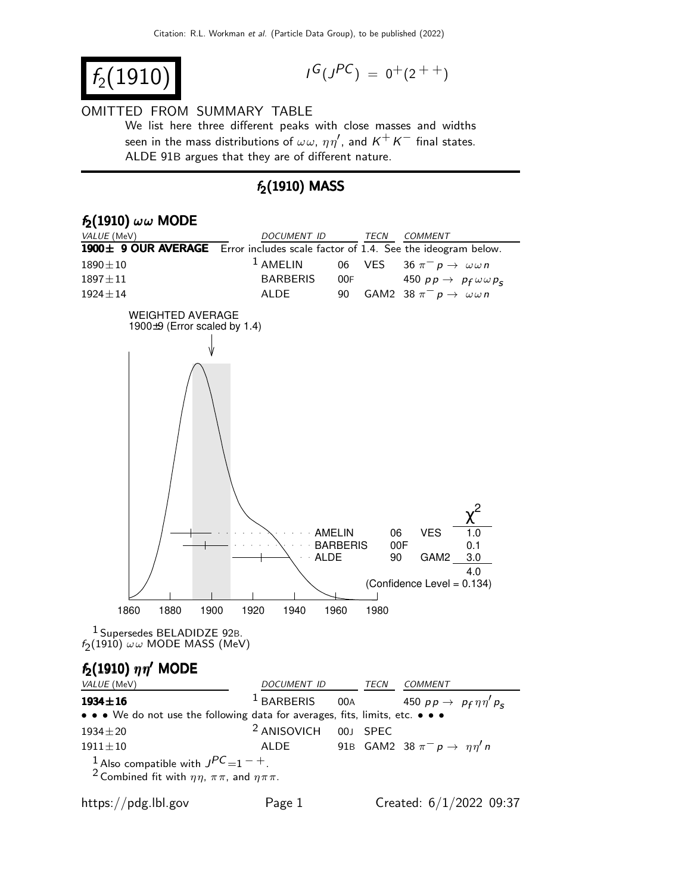# $f_2(1910)$

$I^G(J^{PC}) = 0^+(2^{++})$

OMITTED FROM SUMMARY TABLE

We list here three different peaks with close masses and widths seen in the mass distributions of $\omega\omega$, $\eta\eta'$, and $K^+K^-$ final states. ALDE 91B argues that they are of different nature.

## $f_2(1910)$ MASS

### $f_2(1910)$ $\omega\omega$ MODE

| VALUE (MeV) | DOCUMENT ID | | TECN | COMMENT |
|---|---|---|---|---|
| **1900± 9 OUR AVERAGE** | Error includes scale factor of 1.4. See the ideogram below. | | | |
| 1890±10 | [1] AMELIN | 06 | VES | 36 $\pi^- p \to \omega\omega n$ |
| 1897±11 | BARBERIS | 00F | | 450 $pp \to p_f \omega\omega p_s$ |
| 1924±14 | ALDE | 90 | GAM2 | 38 $\pi^- p \to \omega\omega n$ |

WEIGHTED AVERAGE
1900±9 (Error scaled by 1.4)

| | | | $\chi^2$ |
|---|---|---|---|
| AMELIN | 06 | VES | 1.0 |
| BARBERIS | 00F | | 0.1 |
| ALDE | 90 | GAM2 | 3.0 |
| | | | 4.0 |

(Confidence Level = 0.134)

[1] Supersedes BELADIDZE 92B.

$f_2(1910)$ $\omega\omega$ MODE MASS (MeV)

### $f_2(1910)$ $\eta\eta'$ MODE

| VALUE (MeV) | DOCUMENT ID | | TECN | COMMENT |
|---|---|---|---|---|
| **1934±16** | [1] BARBERIS | 00A | | 450 $pp \to p_f \eta\eta' p_s$ |
| • • • We do not use the following data for averages, fits, limits, etc. • • • | | | | |
| 1934±20 | [2] ANISOVICH | 00J | SPEC | |
| 1911±10 | ALDE | 91B | GAM2 | 38 $\pi^- p \to \eta\eta' n$ |

[1] Also compatible with $J^{PC}=1^{-+}$.

[2] Combined fit with $\eta\eta$, $\pi\pi$, and $\eta\pi\pi$.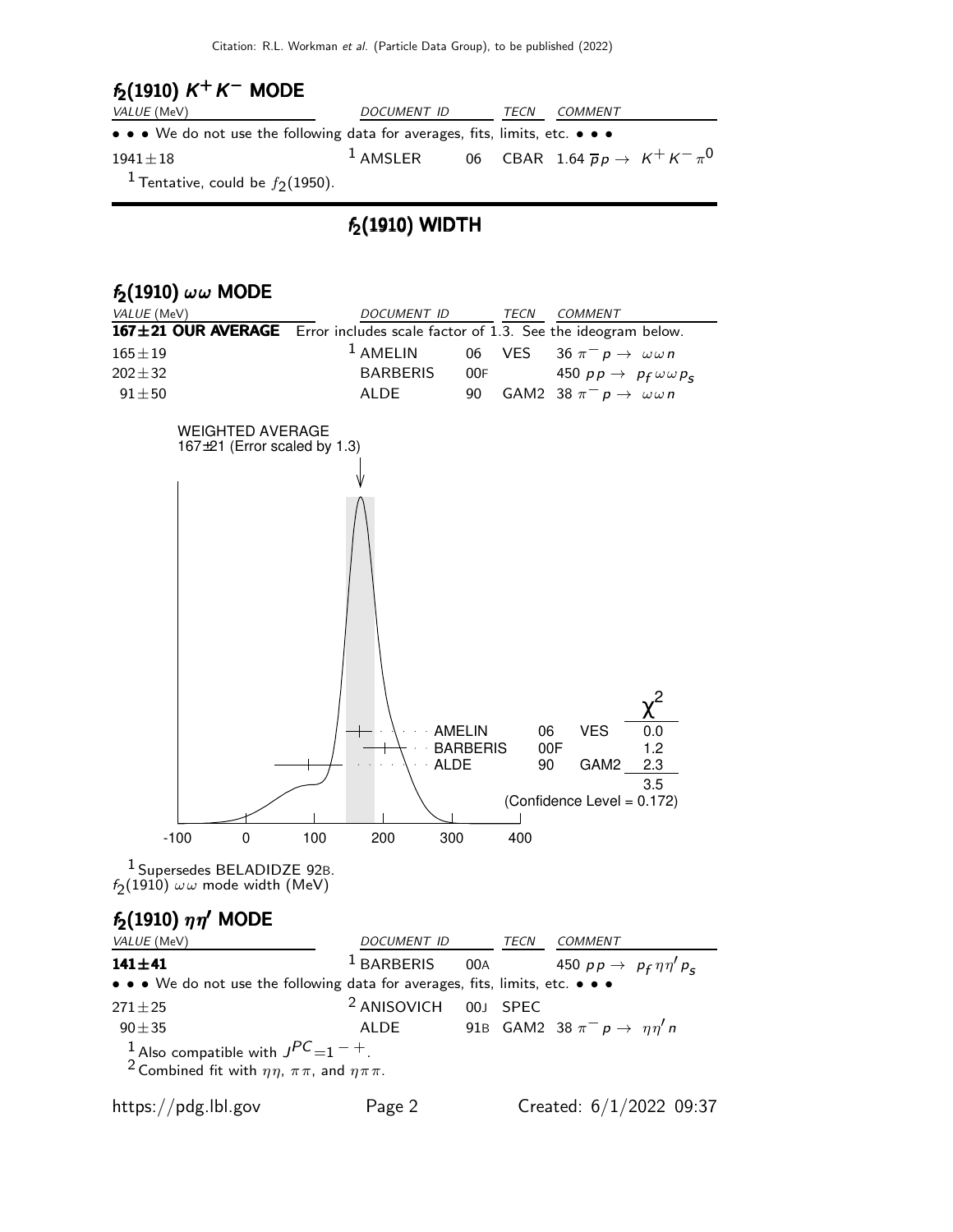### $f_2(1910)$ $K^+K^-$ MODE

| VALUE (MeV) | DOCUMENT ID | | TECN | COMMENT |
|---|---|---|---|---|
| • • • We do not use the following data for averages, fits, limits, etc. • • • | | | | |
| $1941 \pm 18$ | [1] AMSLER | 06 | CBAR | 1.64 $\overline{p}p \rightarrow K^+K^-\pi^0$ |

[1] Tentative, could be $f_2(1950)$.

## $f_2(1910)$ WIDTH

### $f_2(1910)$ $\omega\omega$ MODE

| VALUE (MeV) | DOCUMENT ID | | TECN | COMMENT |
|---|---|---|---|---|
| **167±21 OUR AVERAGE** | Error includes scale factor of 1.3. See the ideogram below. | | | |
| $165 \pm 19$ | [1] AMELIN | 06 | VES | 36 $\pi^- p \rightarrow \omega\omega n$ |
| $202 \pm 32$ | BARBERIS | 00F | | 450 $pp \rightarrow p_f \omega\omega p_s$ |
| $91 \pm 50$ | ALDE | 90 | GAM2 | 38 $\pi^- p \rightarrow \omega\omega n$ |

WEIGHTED AVERAGE
167±21 (Error scaled by 1.3)

| | | | $\chi^2$ |
|---|---|---|---|
| AMELIN | 06 | VES | 0.0 |
| BARBERIS | 00F | | 1.2 |
| ALDE | 90 | GAM2 | 2.3 |
| | | | 3.5 |

(Confidence Level = 0.172)

$f_2(1910)$ $\omega\omega$ mode width (MeV)

[1] Supersedes BELADIDZE 92B.

### $f_2(1910)$ $\eta\eta'$ MODE

| VALUE (MeV) | DOCUMENT ID | | TECN | COMMENT |
|---|---|---|---|---|
| **141±41** | [1] BARBERIS | 00A | | 450 $pp \rightarrow p_f \eta\eta' p_s$ |
| • • • We do not use the following data for averages, fits, limits, etc. • • • | | | | |
| $271 \pm 25$ | [2] ANISOVICH | 00J | SPEC | |
| $90 \pm 35$ | ALDE | 91B | GAM2 | 38 $\pi^- p \rightarrow \eta\eta' n$ |

[1] Also compatible with $J^{PC}=1^{-+}$.
[2] Combined fit with $\eta\eta$, $\pi\pi$, and $\eta\pi\pi$.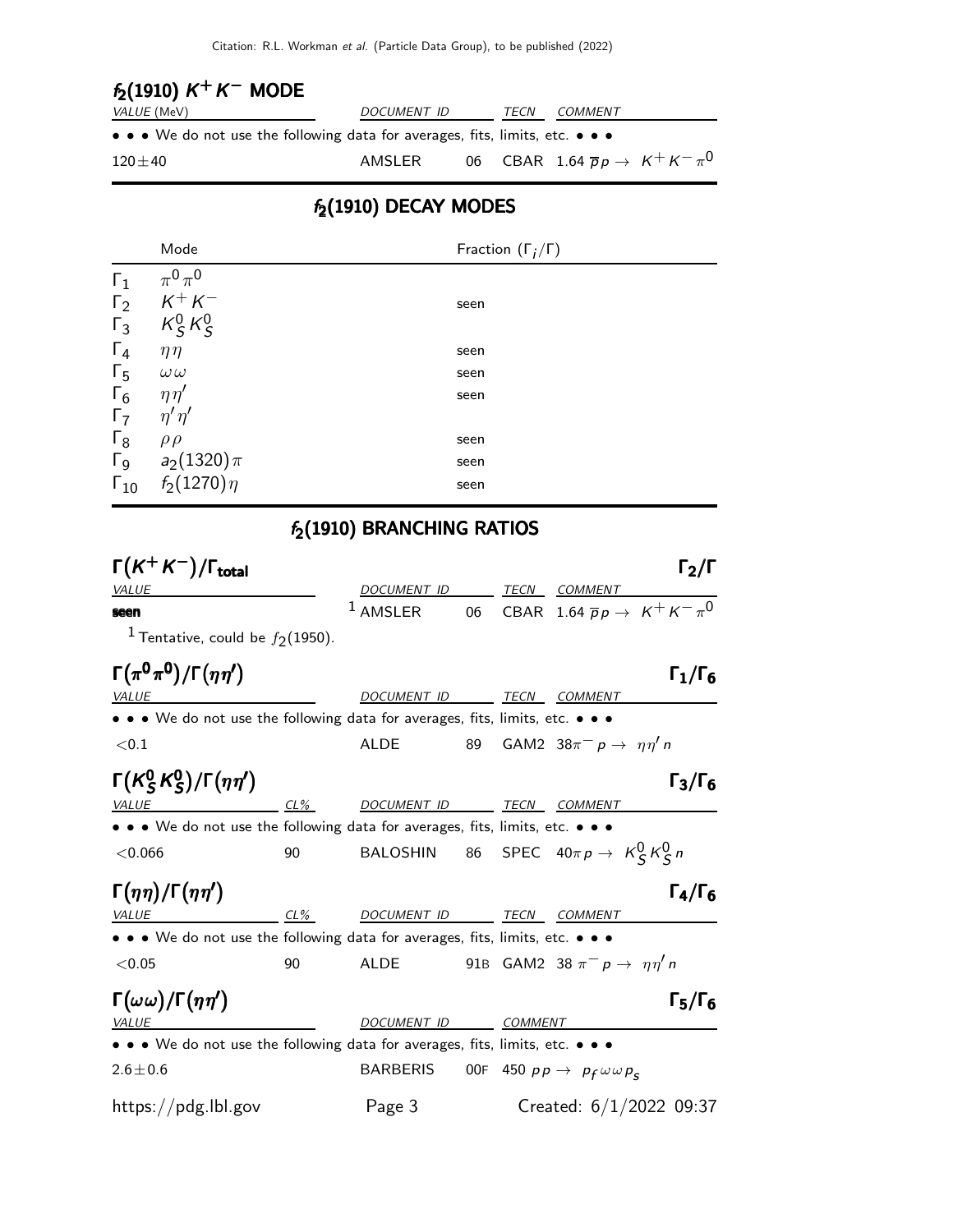### $f_2(1910)$ $K^+K^-$ MODE

| VALUE (MeV) | DOCUMENT ID | | TECN | COMMENT |
|---|---|---|---|---|
| • • • We do not use the following data for averages, fits, limits, etc. • • • | | | | |
| $120 \pm 40$ | AMSLER | 06 | CBAR | $1.64\ \overline{p}p \to K^+K^-\pi^0$ |

## $f_2(1910)$ DECAY MODES

| | Mode | Fraction $(\Gamma_i/\Gamma)$ |
|---|---|---|
| $\Gamma_1$ | $\pi^0\pi^0$ | |
| $\Gamma_2$ | $K^+K^-$ | seen |
| $\Gamma_3$ | $K^0_S K^0_S$ | |
| $\Gamma_4$ | $\eta\eta$ | seen |
| $\Gamma_5$ | $\omega\omega$ | seen |
| $\Gamma_6$ | $\eta\eta'$ | seen |
| $\Gamma_7$ | $\eta'\eta'$ | |
| $\Gamma_8$ | $\rho\rho$ | seen |
| $\Gamma_9$ | $a_2(1320)\pi$ | seen |
| $\Gamma_{10}$ | $f_2(1270)\eta$ | seen |

## $f_2(1910)$ BRANCHING RATIOS

### $\Gamma(K^+K^-)/\Gamma_{\text{total}}$ $\qquad\Gamma_2/\Gamma$

| VALUE | DOCUMENT ID | | TECN | COMMENT |
|---|---|---|---|---|
| **seen** | [1] AMSLER | 06 | CBAR | $1.64\ \overline{p}p \to K^+K^-\pi^0$ |

[1] Tentative, could be $f_2(1950)$.

### $\Gamma(\pi^0\pi^0)/\Gamma(\eta\eta')$ $\qquad\Gamma_1/\Gamma_6$

| VALUE | DOCUMENT ID | | TECN | COMMENT |
|---|---|---|---|---|
| • • • We do not use the following data for averages, fits, limits, etc. • • • | | | | |
| $<0.1$ | ALDE | 89 | GAM2 | $38\pi^- p \to \eta\eta' n$ |

### $\Gamma(K^0_S K^0_S)/\Gamma(\eta\eta')$ $\qquad\Gamma_3/\Gamma_6$

| VALUE | CL% | DOCUMENT ID | | TECN | COMMENT |
|---|---|---|---|---|---|
| • • • We do not use the following data for averages, fits, limits, etc. • • • | | | | | |
| $<0.066$ | 90 | BALOSHIN | 86 | SPEC | $40\pi p \to K^0_S K^0_S n$ |

### $\Gamma(\eta\eta)/\Gamma(\eta\eta')$ $\qquad\Gamma_4/\Gamma_6$

| VALUE | CL% | DOCUMENT ID | | TECN | COMMENT |
|---|---|---|---|---|---|
| • • • We do not use the following data for averages, fits, limits, etc. • • • | | | | | |
| $<0.05$ | 90 | ALDE | 91B | GAM2 | $38\ \pi^- p \to \eta\eta' n$ |

### $\Gamma(\omega\omega)/\Gamma(\eta\eta')$ $\qquad\Gamma_5/\Gamma_6$

| VALUE | DOCUMENT ID | | COMMENT |
|---|---|---|---|
| • • • We do not use the following data for averages, fits, limits, etc. • • • | | | |
| $2.6 \pm 0.6$ | BARBERIS | 00F | $450\ pp \to p_f\,\omega\omega\,p_s$ |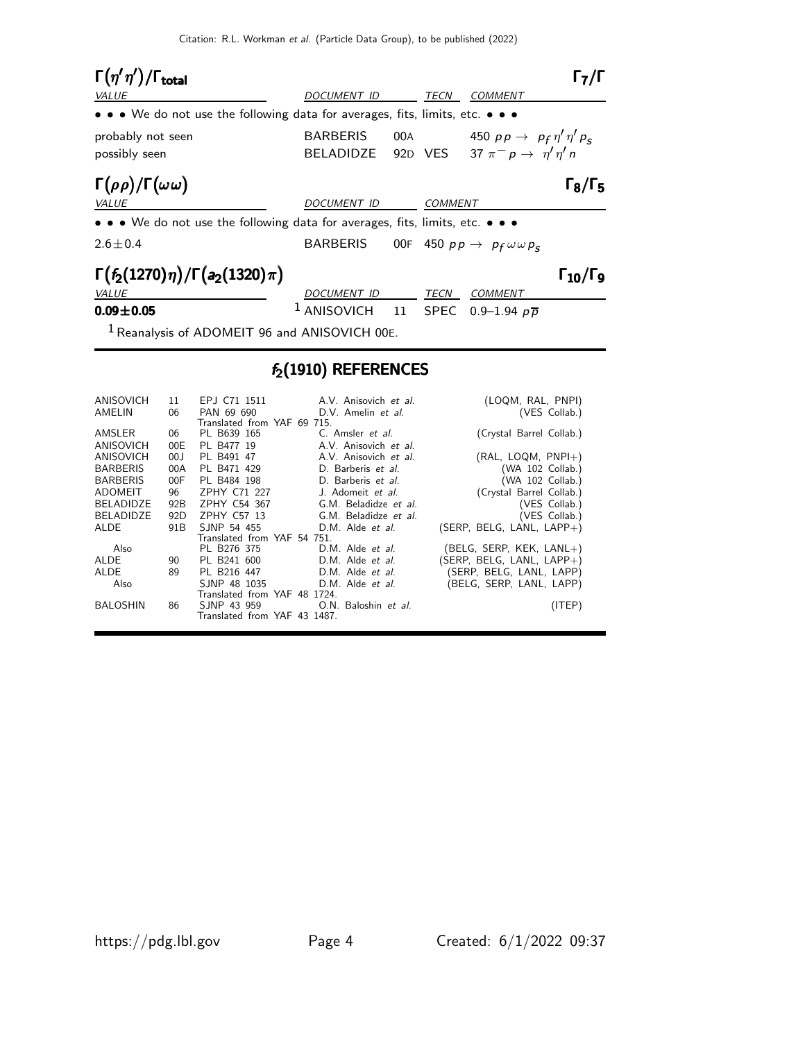## $\Gamma(\eta'\eta')/\Gamma_{total}$ — $\Gamma_7/\Gamma$

| VALUE | DOCUMENT ID | | TECN | COMMENT |
|---|---|---|---|---|
| • • • We do not use the following data for averages, fits, limits, etc. • • • | | | | |
| probably not seen | BARBERIS | 00A | | 450 $pp \to p_f \eta' \eta' p_s$ |
| possibly seen | BELADIDZE | 92D | VES | 37 $\pi^- p \to \eta' \eta' n$ |

## $\Gamma(\rho\rho)/\Gamma(\omega\omega)$ — $\Gamma_8/\Gamma_5$

| VALUE | DOCUMENT ID | | COMMENT |
|---|---|---|---|
| • • • We do not use the following data for averages, fits, limits, etc. • • • | | | |
| $2.6 \pm 0.4$ | BARBERIS | 00F | 450 $pp \to p_f \omega\omega p_s$ |

## $\Gamma(f_2(1270)\eta)/\Gamma(a_2(1320)\pi)$ — $\Gamma_{10}/\Gamma_9$

| VALUE | DOCUMENT ID | | TECN | COMMENT |
|---|---|---|---|---|
| **$0.09 \pm 0.05$** | [1] ANISOVICH | 11 | SPEC | 0.9–1.94 $p\overline{p}$ |

[1] Reanalysis of ADOMEIT 96 and ANISOVICH 00E.

## $f_2$(1910) REFERENCES

| | | | | |
|---|---|---|---|---|
| ANISOVICH | 11 | EPJ C71 1511 | A.V. Anisovich *et al.* | (LOQM, RAL, PNPI) |
| AMELIN | 06 | PAN 69 690 | D.V. Amelin *et al.* | (VES Collab.) |
| | | Translated from YAF 69 715. | | |
| AMSLER | 06 | PL B639 165 | C. Amsler *et al.* | (Crystal Barrel Collab.) |
| ANISOVICH | 00E | PL B477 19 | A.V. Anisovich *et al.* | |
| ANISOVICH | 00J | PL B491 47 | A.V. Anisovich *et al.* | (RAL, LOQM, PNPI+) |
| BARBERIS | 00A | PL B471 429 | D. Barberis *et al.* | (WA 102 Collab.) |
| BARBERIS | 00F | PL B484 198 | D. Barberis *et al.* | (WA 102 Collab.) |
| ADOMEIT | 96 | ZPHY C71 227 | J. Adomeit *et al.* | (Crystal Barrel Collab.) |
| BELADIDZE | 92B | ZPHY C54 367 | G.M. Beladidze *et al.* | (VES Collab.) |
| BELADIDZE | 92D | ZPHY C57 13 | G.M. Beladidze *et al.* | (VES Collab.) |
| ALDE | 91B | SJNP 54 455 | D.M. Alde *et al.* | (SERP, BELG, LANL, LAPP+) |
| | | Translated from YAF 54 751. | | |
| Also | | PL B276 375 | D.M. Alde *et al.* | (BELG, SERP, KEK, LANL+) |
| ALDE | 90 | PL B241 600 | D.M. Alde *et al.* | (SERP, BELG, LANL, LAPP+) |
| ALDE | 89 | PL B216 447 | D.M. Alde *et al.* | (SERP, BELG, LANL, LAPP) |
| Also | | SJNP 48 1035 | D.M. Alde *et al.* | (BELG, SERP, LANL, LAPP) |
| | | Translated from YAF 48 1724. | | |
| BALOSHIN | 86 | SJNP 43 959 | O.N. Baloshin *et al.* | (ITEP) |
| | | Translated from YAF 43 1487. | | |